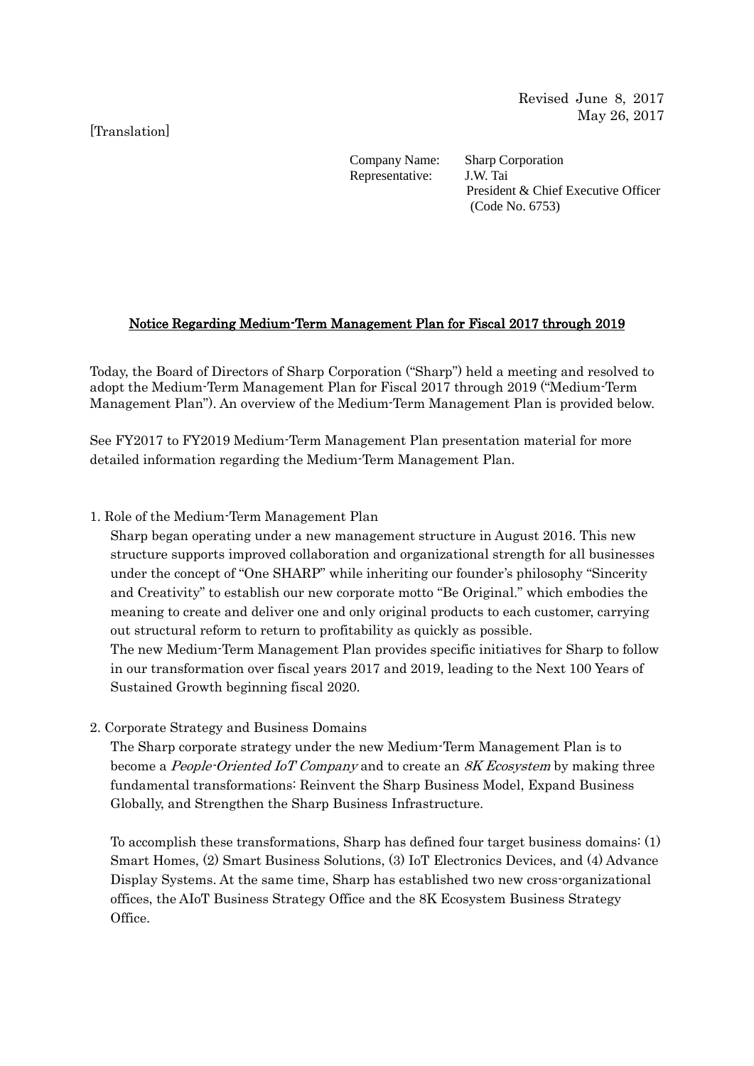Revised June 8, 2017
May 26, 2017

[Translation]

Company Name: Sharp Corporation
Representative: J.W. Tai
President & Chief Executive Officer
(Code No. 6753)

## Notice Regarding Medium-Term Management Plan for Fiscal 2017 through 2019

Today, the Board of Directors of Sharp Corporation ("Sharp") held a meeting and resolved to adopt the Medium-Term Management Plan for Fiscal 2017 through 2019 ("Medium-Term Management Plan"). An overview of the Medium-Term Management Plan is provided below.

See FY2017 to FY2019 Medium-Term Management Plan presentation material for more detailed information regarding the Medium-Term Management Plan.

1. Role of the Medium-Term Management Plan

   Sharp began operating under a new management structure in August 2016. This new structure supports improved collaboration and organizational strength for all businesses under the concept of "One SHARP" while inheriting our founder's philosophy "Sincerity and Creativity" to establish our new corporate motto "Be Original." which embodies the meaning to create and deliver one and only original products to each customer, carrying out structural reform to return to profitability as quickly as possible.

   The new Medium-Term Management Plan provides specific initiatives for Sharp to follow in our transformation over fiscal years 2017 and 2019, leading to the Next 100 Years of Sustained Growth beginning fiscal 2020.

2. Corporate Strategy and Business Domains

   The Sharp corporate strategy under the new Medium-Term Management Plan is to become a *People-Oriented IoT Company* and to create an *8K Ecosystem* by making three fundamental transformations: Reinvent the Sharp Business Model, Expand Business Globally, and Strengthen the Sharp Business Infrastructure.

   To accomplish these transformations, Sharp has defined four target business domains: (1) Smart Homes, (2) Smart Business Solutions, (3) IoT Electronics Devices, and (4) Advance Display Systems. At the same time, Sharp has established two new cross-organizational offices, the AIoT Business Strategy Office and the 8K Ecosystem Business Strategy Office.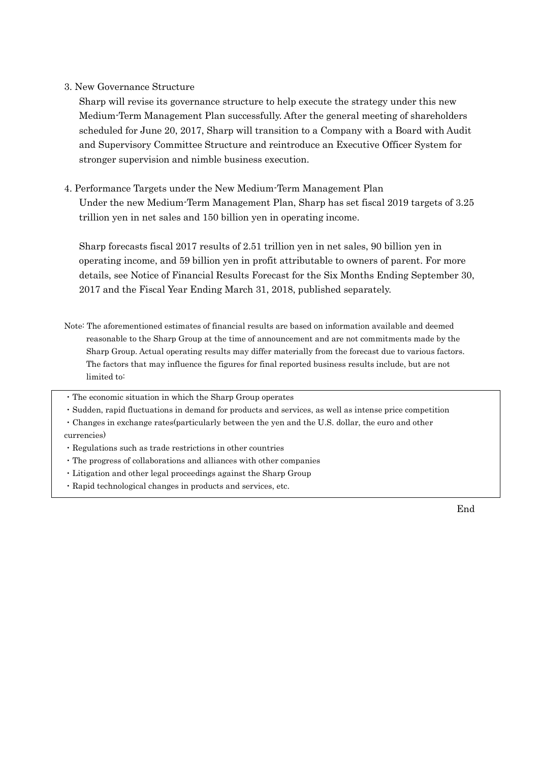3. New Governance Structure

Sharp will revise its governance structure to help execute the strategy under this new Medium-Term Management Plan successfully. After the general meeting of shareholders scheduled for June 20, 2017, Sharp will transition to a Company with a Board with Audit and Supervisory Committee Structure and reintroduce an Executive Officer System for stronger supervision and nimble business execution.

4. Performance Targets under the New Medium-Term Management Plan

Under the new Medium-Term Management Plan, Sharp has set fiscal 2019 targets of 3.25 trillion yen in net sales and 150 billion yen in operating income.

Sharp forecasts fiscal 2017 results of 2.51 trillion yen in net sales, 90 billion yen in operating income, and 59 billion yen in profit attributable to owners of parent. For more details, see Notice of Financial Results Forecast for the Six Months Ending September 30, 2017 and the Fiscal Year Ending March 31, 2018, published separately.

Note: The aforementioned estimates of financial results are based on information available and deemed reasonable to the Sharp Group at the time of announcement and are not commitments made by the Sharp Group. Actual operating results may differ materially from the forecast due to various factors. The factors that may influence the figures for final reported business results include, but are not limited to:

- The economic situation in which the Sharp Group operates
- Sudden, rapid fluctuations in demand for products and services, as well as intense price competition
- Changes in exchange rates(particularly between the yen and the U.S. dollar, the euro and other currencies)
- Regulations such as trade restrictions in other countries
- The progress of collaborations and alliances with other companies
- Litigation and other legal proceedings against the Sharp Group
- Rapid technological changes in products and services, etc.

End